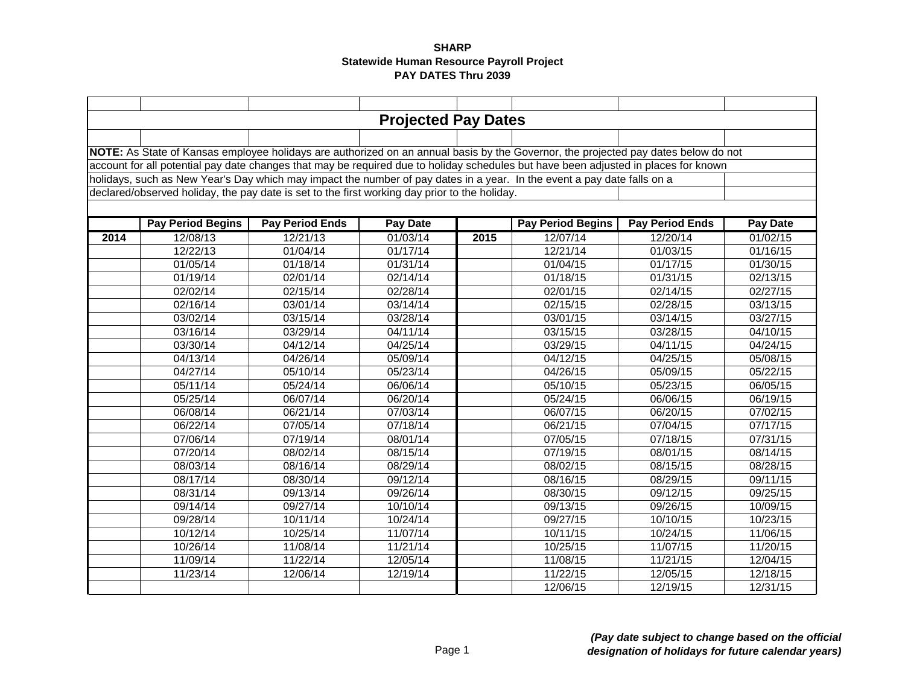**SHARP**
**Statewide Human Resource Payroll Project**
**PAY DATES Thru 2039**

## Projected Pay Dates

**NOTE:** As State of Kansas employee holidays are authorized on an annual basis by the Governor, the projected pay dates below do not account for all potential pay date changes that may be required due to holiday schedules but have been adjusted in places for known holidays, such as New Year's Day which may impact the number of pay dates in a year. In the event a pay date falls on a declared/observed holiday, the pay date is set to the first working day prior to the holiday.

| | Pay Period Begins | Pay Period Ends | Pay Date | | Pay Period Begins | Pay Period Ends | Pay Date |
|---|---|---|---|---|---|---|---|
| **2014** | 12/08/13 | 12/21/13 | 01/03/14 | **2015** | 12/07/14 | 12/20/14 | 01/02/15 |
| | 12/22/13 | 01/04/14 | 01/17/14 | | 12/21/14 | 01/03/15 | 01/16/15 |
| | 01/05/14 | 01/18/14 | 01/31/14 | | 01/04/15 | 01/17/15 | 01/30/15 |
| | 01/19/14 | 02/01/14 | 02/14/14 | | 01/18/15 | 01/31/15 | 02/13/15 |
| | 02/02/14 | 02/15/14 | 02/28/14 | | 02/01/15 | 02/14/15 | 02/27/15 |
| | 02/16/14 | 03/01/14 | 03/14/14 | | 02/15/15 | 02/28/15 | 03/13/15 |
| | 03/02/14 | 03/15/14 | 03/28/14 | | 03/01/15 | 03/14/15 | 03/27/15 |
| | 03/16/14 | 03/29/14 | 04/11/14 | | 03/15/15 | 03/28/15 | 04/10/15 |
| | 03/30/14 | 04/12/14 | 04/25/14 | | 03/29/15 | 04/11/15 | 04/24/15 |
| | 04/13/14 | 04/26/14 | 05/09/14 | | 04/12/15 | 04/25/15 | 05/08/15 |
| | 04/27/14 | 05/10/14 | 05/23/14 | | 04/26/15 | 05/09/15 | 05/22/15 |
| | 05/11/14 | 05/24/14 | 06/06/14 | | 05/10/15 | 05/23/15 | 06/05/15 |
| | 05/25/14 | 06/07/14 | 06/20/14 | | 05/24/15 | 06/06/15 | 06/19/15 |
| | 06/08/14 | 06/21/14 | 07/03/14 | | 06/07/15 | 06/20/15 | 07/02/15 |
| | 06/22/14 | 07/05/14 | 07/18/14 | | 06/21/15 | 07/04/15 | 07/17/15 |
| | 07/06/14 | 07/19/14 | 08/01/14 | | 07/05/15 | 07/18/15 | 07/31/15 |
| | 07/20/14 | 08/02/14 | 08/15/14 | | 07/19/15 | 08/01/15 | 08/14/15 |
| | 08/03/14 | 08/16/14 | 08/29/14 | | 08/02/15 | 08/15/15 | 08/28/15 |
| | 08/17/14 | 08/30/14 | 09/12/14 | | 08/16/15 | 08/29/15 | 09/11/15 |
| | 08/31/14 | 09/13/14 | 09/26/14 | | 08/30/15 | 09/12/15 | 09/25/15 |
| | 09/14/14 | 09/27/14 | 10/10/14 | | 09/13/15 | 09/26/15 | 10/09/15 |
| | 09/28/14 | 10/11/14 | 10/24/14 | | 09/27/15 | 10/10/15 | 10/23/15 |
| | 10/12/14 | 10/25/14 | 11/07/14 | | 10/11/15 | 10/24/15 | 11/06/15 |
| | 10/26/14 | 11/08/14 | 11/21/14 | | 10/25/15 | 11/07/15 | 11/20/15 |
| | 11/09/14 | 11/22/14 | 12/05/14 | | 11/08/15 | 11/21/15 | 12/04/15 |
| | 11/23/14 | 12/06/14 | 12/19/14 | | 11/22/15 | 12/05/15 | 12/18/15 |
| | | | | | 12/06/15 | 12/19/15 | 12/31/15 |

***(Pay date subject to change based on the official designation of holidays for future calendar years)***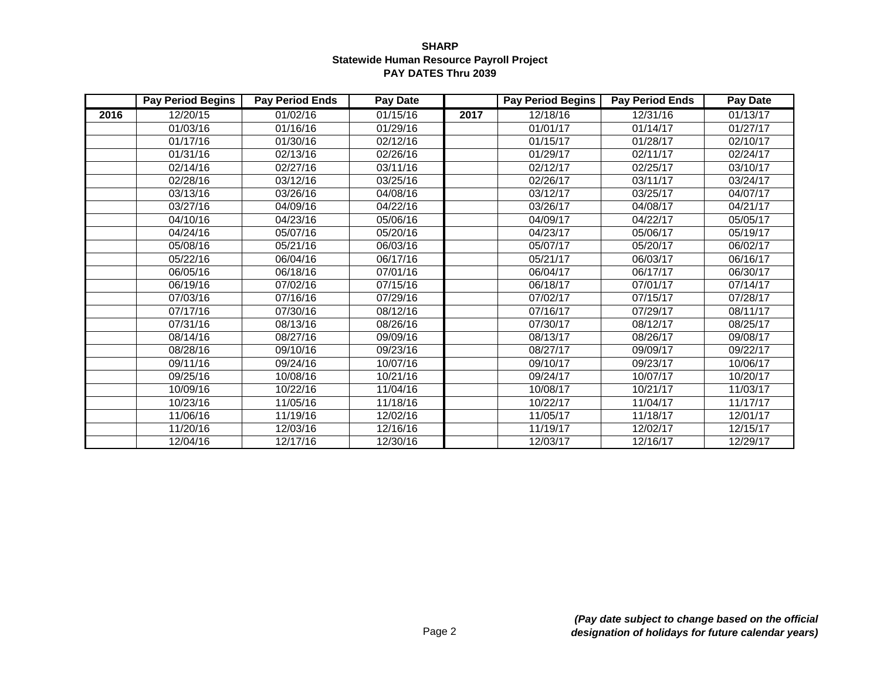**SHARP**
**Statewide Human Resource Payroll Project**
**PAY DATES Thru 2039**

| | Pay Period Begins | Pay Period Ends | Pay Date | | Pay Period Begins | Pay Period Ends | Pay Date |
|---|---|---|---|---|---|---|---|
| **2016** | 12/20/15 | 01/02/16 | 01/15/16 | **2017** | 12/18/16 | 12/31/16 | 01/13/17 |
| | 01/03/16 | 01/16/16 | 01/29/16 | | 01/01/17 | 01/14/17 | 01/27/17 |
| | 01/17/16 | 01/30/16 | 02/12/16 | | 01/15/17 | 01/28/17 | 02/10/17 |
| | 01/31/16 | 02/13/16 | 02/26/16 | | 01/29/17 | 02/11/17 | 02/24/17 |
| | 02/14/16 | 02/27/16 | 03/11/16 | | 02/12/17 | 02/25/17 | 03/10/17 |
| | 02/28/16 | 03/12/16 | 03/25/16 | | 02/26/17 | 03/11/17 | 03/24/17 |
| | 03/13/16 | 03/26/16 | 04/08/16 | | 03/12/17 | 03/25/17 | 04/07/17 |
| | 03/27/16 | 04/09/16 | 04/22/16 | | 03/26/17 | 04/08/17 | 04/21/17 |
| | 04/10/16 | 04/23/16 | 05/06/16 | | 04/09/17 | 04/22/17 | 05/05/17 |
| | 04/24/16 | 05/07/16 | 05/20/16 | | 04/23/17 | 05/06/17 | 05/19/17 |
| | 05/08/16 | 05/21/16 | 06/03/16 | | 05/07/17 | 05/20/17 | 06/02/17 |
| | 05/22/16 | 06/04/16 | 06/17/16 | | 05/21/17 | 06/03/17 | 06/16/17 |
| | 06/05/16 | 06/18/16 | 07/01/16 | | 06/04/17 | 06/17/17 | 06/30/17 |
| | 06/19/16 | 07/02/16 | 07/15/16 | | 06/18/17 | 07/01/17 | 07/14/17 |
| | 07/03/16 | 07/16/16 | 07/29/16 | | 07/02/17 | 07/15/17 | 07/28/17 |
| | 07/17/16 | 07/30/16 | 08/12/16 | | 07/16/17 | 07/29/17 | 08/11/17 |
| | 07/31/16 | 08/13/16 | 08/26/16 | | 07/30/17 | 08/12/17 | 08/25/17 |
| | 08/14/16 | 08/27/16 | 09/09/16 | | 08/13/17 | 08/26/17 | 09/08/17 |
| | 08/28/16 | 09/10/16 | 09/23/16 | | 08/27/17 | 09/09/17 | 09/22/17 |
| | 09/11/16 | 09/24/16 | 10/07/16 | | 09/10/17 | 09/23/17 | 10/06/17 |
| | 09/25/16 | 10/08/16 | 10/21/16 | | 09/24/17 | 10/07/17 | 10/20/17 |
| | 10/09/16 | 10/22/16 | 11/04/16 | | 10/08/17 | 10/21/17 | 11/03/17 |
| | 10/23/16 | 11/05/16 | 11/18/16 | | 10/22/17 | 11/04/17 | 11/17/17 |
| | 11/06/16 | 11/19/16 | 12/02/16 | | 11/05/17 | 11/18/17 | 12/01/17 |
| | 11/20/16 | 12/03/16 | 12/16/16 | | 11/19/17 | 12/02/17 | 12/15/17 |
| | 12/04/16 | 12/17/16 | 12/30/16 | | 12/03/17 | 12/16/17 | 12/29/17 |

***(Pay date subject to change based on the official designation of holidays for future calendar years)***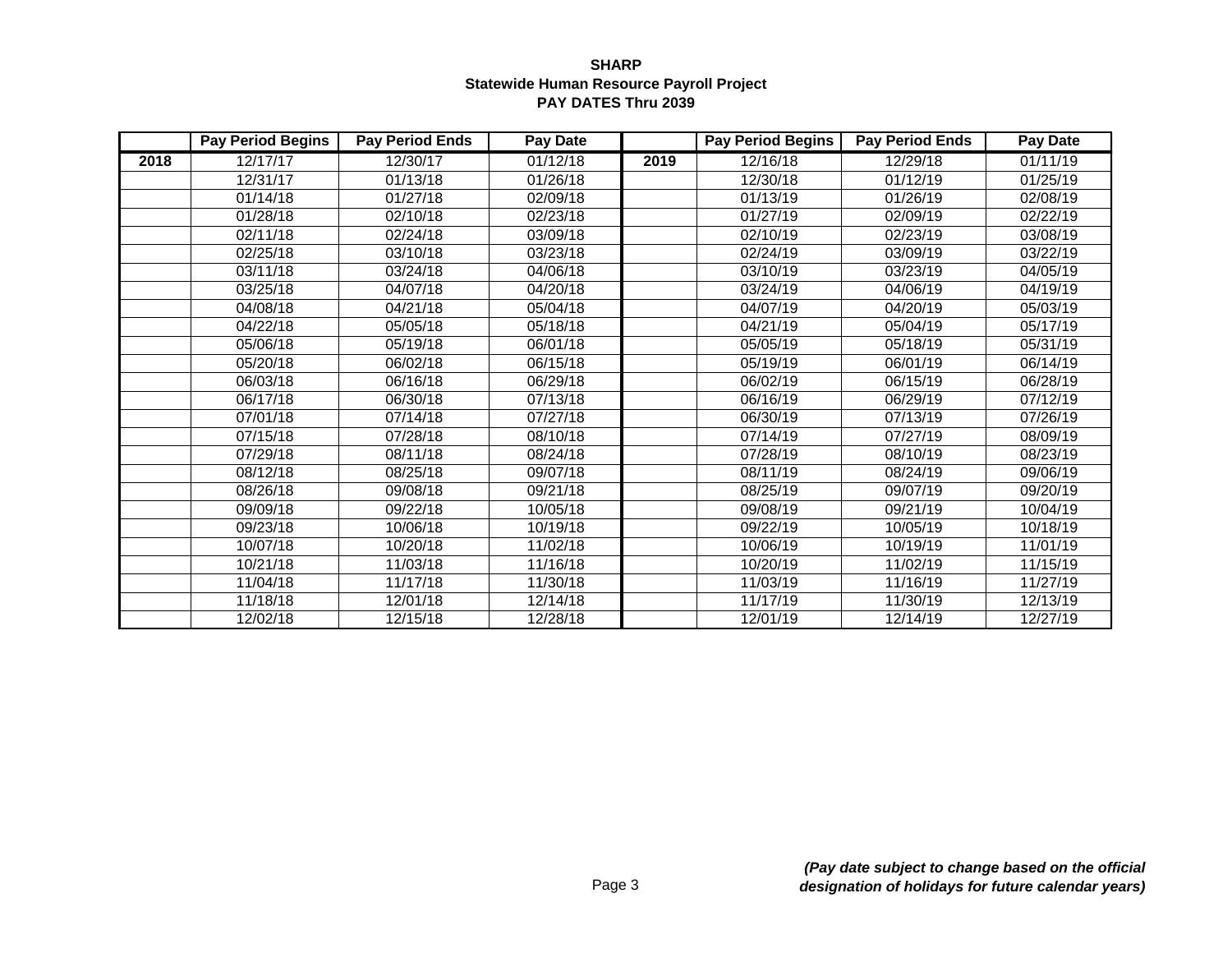**SHARP**
**Statewide Human Resource Payroll Project**
**PAY DATES Thru 2039**

| | Pay Period Begins | Pay Period Ends | Pay Date | | Pay Period Begins | Pay Period Ends | Pay Date |
|---|---|---|---|---|---|---|---|
| **2018** | 12/17/17 | 12/30/17 | 01/12/18 | **2019** | 12/16/18 | 12/29/18 | 01/11/19 |
| | 12/31/17 | 01/13/18 | 01/26/18 | | 12/30/18 | 01/12/19 | 01/25/19 |
| | 01/14/18 | 01/27/18 | 02/09/18 | | 01/13/19 | 01/26/19 | 02/08/19 |
| | 01/28/18 | 02/10/18 | 02/23/18 | | 01/27/19 | 02/09/19 | 02/22/19 |
| | 02/11/18 | 02/24/18 | 03/09/18 | | 02/10/19 | 02/23/19 | 03/08/19 |
| | 02/25/18 | 03/10/18 | 03/23/18 | | 02/24/19 | 03/09/19 | 03/22/19 |
| | 03/11/18 | 03/24/18 | 04/06/18 | | 03/10/19 | 03/23/19 | 04/05/19 |
| | 03/25/18 | 04/07/18 | 04/20/18 | | 03/24/19 | 04/06/19 | 04/19/19 |
| | 04/08/18 | 04/21/18 | 05/04/18 | | 04/07/19 | 04/20/19 | 05/03/19 |
| | 04/22/18 | 05/05/18 | 05/18/18 | | 04/21/19 | 05/04/19 | 05/17/19 |
| | 05/06/18 | 05/19/18 | 06/01/18 | | 05/05/19 | 05/18/19 | 05/31/19 |
| | 05/20/18 | 06/02/18 | 06/15/18 | | 05/19/19 | 06/01/19 | 06/14/19 |
| | 06/03/18 | 06/16/18 | 06/29/18 | | 06/02/19 | 06/15/19 | 06/28/19 |
| | 06/17/18 | 06/30/18 | 07/13/18 | | 06/16/19 | 06/29/19 | 07/12/19 |
| | 07/01/18 | 07/14/18 | 07/27/18 | | 06/30/19 | 07/13/19 | 07/26/19 |
| | 07/15/18 | 07/28/18 | 08/10/18 | | 07/14/19 | 07/27/19 | 08/09/19 |
| | 07/29/18 | 08/11/18 | 08/24/18 | | 07/28/19 | 08/10/19 | 08/23/19 |
| | 08/12/18 | 08/25/18 | 09/07/18 | | 08/11/19 | 08/24/19 | 09/06/19 |
| | 08/26/18 | 09/08/18 | 09/21/18 | | 08/25/19 | 09/07/19 | 09/20/19 |
| | 09/09/18 | 09/22/18 | 10/05/18 | | 09/08/19 | 09/21/19 | 10/04/19 |
| | 09/23/18 | 10/06/18 | 10/19/18 | | 09/22/19 | 10/05/19 | 10/18/19 |
| | 10/07/18 | 10/20/18 | 11/02/18 | | 10/06/19 | 10/19/19 | 11/01/19 |
| | 10/21/18 | 11/03/18 | 11/16/18 | | 10/20/19 | 11/02/19 | 11/15/19 |
| | 11/04/18 | 11/17/18 | 11/30/18 | | 11/03/19 | 11/16/19 | 11/27/19 |
| | 11/18/18 | 12/01/18 | 12/14/18 | | 11/17/19 | 11/30/19 | 12/13/19 |
| | 12/02/18 | 12/15/18 | 12/28/18 | | 12/01/19 | 12/14/19 | 12/27/19 |

***(Pay date subject to change based on the official designation of holidays for future calendar years)***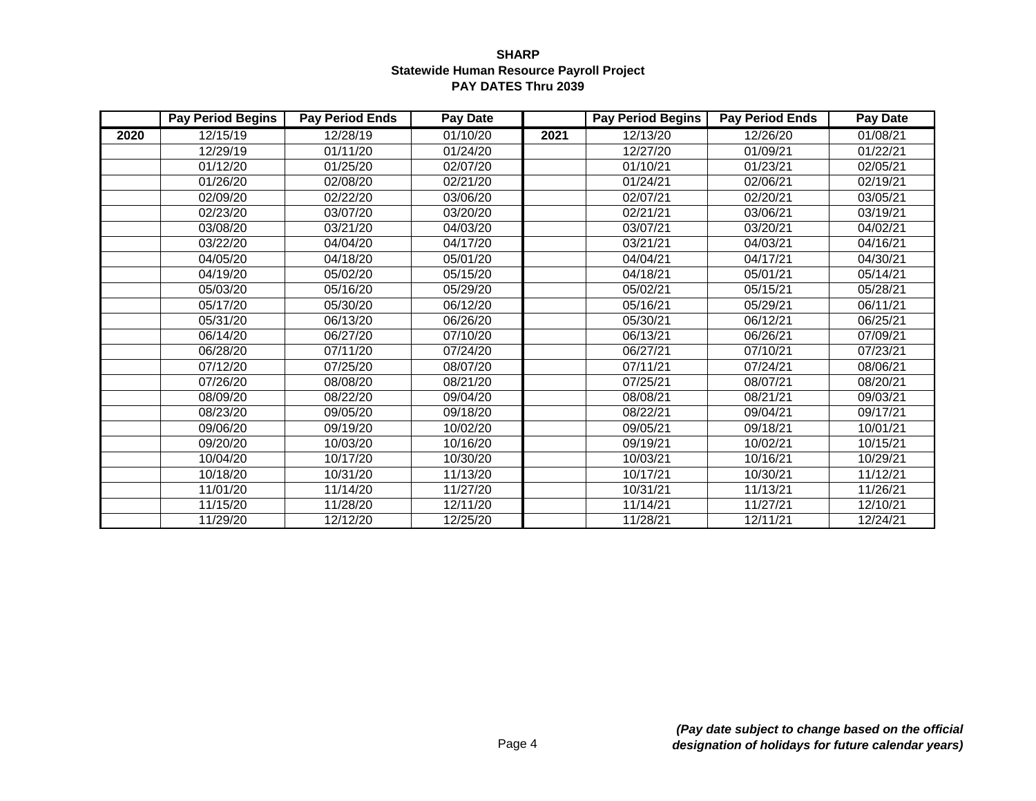**SHARP**
**Statewide Human Resource Payroll Project**
**PAY DATES Thru 2039**

| | Pay Period Begins | Pay Period Ends | Pay Date | | Pay Period Begins | Pay Period Ends | Pay Date |
|---|---|---|---|---|---|---|---|
| **2020** | 12/15/19 | 12/28/19 | 01/10/20 | **2021** | 12/13/20 | 12/26/20 | 01/08/21 |
| | 12/29/19 | 01/11/20 | 01/24/20 | | 12/27/20 | 01/09/21 | 01/22/21 |
| | 01/12/20 | 01/25/20 | 02/07/20 | | 01/10/21 | 01/23/21 | 02/05/21 |
| | 01/26/20 | 02/08/20 | 02/21/20 | | 01/24/21 | 02/06/21 | 02/19/21 |
| | 02/09/20 | 02/22/20 | 03/06/20 | | 02/07/21 | 02/20/21 | 03/05/21 |
| | 02/23/20 | 03/07/20 | 03/20/20 | | 02/21/21 | 03/06/21 | 03/19/21 |
| | 03/08/20 | 03/21/20 | 04/03/20 | | 03/07/21 | 03/20/21 | 04/02/21 |
| | 03/22/20 | 04/04/20 | 04/17/20 | | 03/21/21 | 04/03/21 | 04/16/21 |
| | 04/05/20 | 04/18/20 | 05/01/20 | | 04/04/21 | 04/17/21 | 04/30/21 |
| | 04/19/20 | 05/02/20 | 05/15/20 | | 04/18/21 | 05/01/21 | 05/14/21 |
| | 05/03/20 | 05/16/20 | 05/29/20 | | 05/02/21 | 05/15/21 | 05/28/21 |
| | 05/17/20 | 05/30/20 | 06/12/20 | | 05/16/21 | 05/29/21 | 06/11/21 |
| | 05/31/20 | 06/13/20 | 06/26/20 | | 05/30/21 | 06/12/21 | 06/25/21 |
| | 06/14/20 | 06/27/20 | 07/10/20 | | 06/13/21 | 06/26/21 | 07/09/21 |
| | 06/28/20 | 07/11/20 | 07/24/20 | | 06/27/21 | 07/10/21 | 07/23/21 |
| | 07/12/20 | 07/25/20 | 08/07/20 | | 07/11/21 | 07/24/21 | 08/06/21 |
| | 07/26/20 | 08/08/20 | 08/21/20 | | 07/25/21 | 08/07/21 | 08/20/21 |
| | 08/09/20 | 08/22/20 | 09/04/20 | | 08/08/21 | 08/21/21 | 09/03/21 |
| | 08/23/20 | 09/05/20 | 09/18/20 | | 08/22/21 | 09/04/21 | 09/17/21 |
| | 09/06/20 | 09/19/20 | 10/02/20 | | 09/05/21 | 09/18/21 | 10/01/21 |
| | 09/20/20 | 10/03/20 | 10/16/20 | | 09/19/21 | 10/02/21 | 10/15/21 |
| | 10/04/20 | 10/17/20 | 10/30/20 | | 10/03/21 | 10/16/21 | 10/29/21 |
| | 10/18/20 | 10/31/20 | 11/13/20 | | 10/17/21 | 10/30/21 | 11/12/21 |
| | 11/01/20 | 11/14/20 | 11/27/20 | | 10/31/21 | 11/13/21 | 11/26/21 |
| | 11/15/20 | 11/28/20 | 12/11/20 | | 11/14/21 | 11/27/21 | 12/10/21 |
| | 11/29/20 | 12/12/20 | 12/25/20 | | 11/28/21 | 12/11/21 | 12/24/21 |

***(Pay date subject to change based on the official designation of holidays for future calendar years)***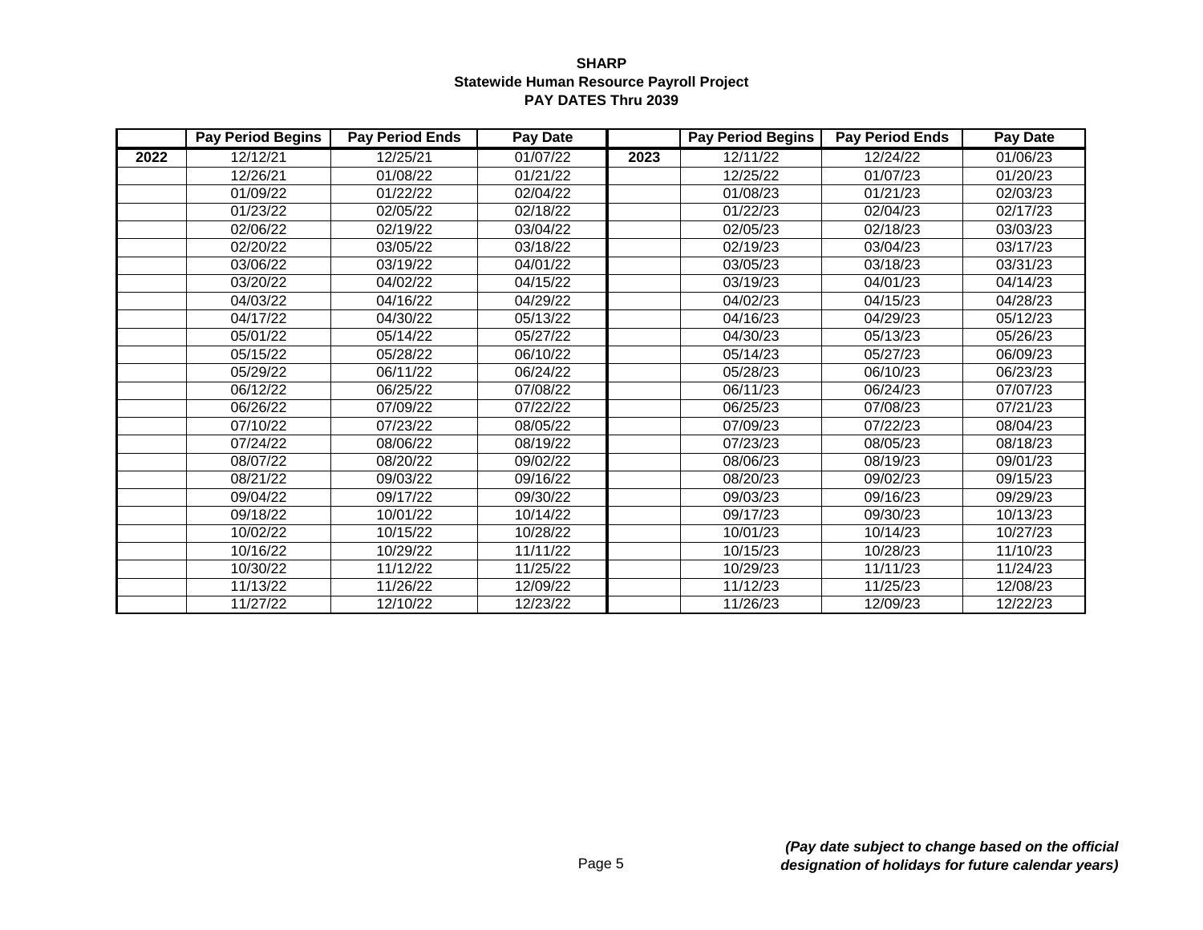**SHARP**
**Statewide Human Resource Payroll Project**
**PAY DATES Thru 2039**

| | Pay Period Begins | Pay Period Ends | Pay Date | | Pay Period Begins | Pay Period Ends | Pay Date |
|---|---|---|---|---|---|---|---|
| **2022** | 12/12/21 | 12/25/21 | 01/07/22 | **2023** | 12/11/22 | 12/24/22 | 01/06/23 |
| | 12/26/21 | 01/08/22 | 01/21/22 | | 12/25/22 | 01/07/23 | 01/20/23 |
| | 01/09/22 | 01/22/22 | 02/04/22 | | 01/08/23 | 01/21/23 | 02/03/23 |
| | 01/23/22 | 02/05/22 | 02/18/22 | | 01/22/23 | 02/04/23 | 02/17/23 |
| | 02/06/22 | 02/19/22 | 03/04/22 | | 02/05/23 | 02/18/23 | 03/03/23 |
| | 02/20/22 | 03/05/22 | 03/18/22 | | 02/19/23 | 03/04/23 | 03/17/23 |
| | 03/06/22 | 03/19/22 | 04/01/22 | | 03/05/23 | 03/18/23 | 03/31/23 |
| | 03/20/22 | 04/02/22 | 04/15/22 | | 03/19/23 | 04/01/23 | 04/14/23 |
| | 04/03/22 | 04/16/22 | 04/29/22 | | 04/02/23 | 04/15/23 | 04/28/23 |
| | 04/17/22 | 04/30/22 | 05/13/22 | | 04/16/23 | 04/29/23 | 05/12/23 |
| | 05/01/22 | 05/14/22 | 05/27/22 | | 04/30/23 | 05/13/23 | 05/26/23 |
| | 05/15/22 | 05/28/22 | 06/10/22 | | 05/14/23 | 05/27/23 | 06/09/23 |
| | 05/29/22 | 06/11/22 | 06/24/22 | | 05/28/23 | 06/10/23 | 06/23/23 |
| | 06/12/22 | 06/25/22 | 07/08/22 | | 06/11/23 | 06/24/23 | 07/07/23 |
| | 06/26/22 | 07/09/22 | 07/22/22 | | 06/25/23 | 07/08/23 | 07/21/23 |
| | 07/10/22 | 07/23/22 | 08/05/22 | | 07/09/23 | 07/22/23 | 08/04/23 |
| | 07/24/22 | 08/06/22 | 08/19/22 | | 07/23/23 | 08/05/23 | 08/18/23 |
| | 08/07/22 | 08/20/22 | 09/02/22 | | 08/06/23 | 08/19/23 | 09/01/23 |
| | 08/21/22 | 09/03/22 | 09/16/22 | | 08/20/23 | 09/02/23 | 09/15/23 |
| | 09/04/22 | 09/17/22 | 09/30/22 | | 09/03/23 | 09/16/23 | 09/29/23 |
| | 09/18/22 | 10/01/22 | 10/14/22 | | 09/17/23 | 09/30/23 | 10/13/23 |
| | 10/02/22 | 10/15/22 | 10/28/22 | | 10/01/23 | 10/14/23 | 10/27/23 |
| | 10/16/22 | 10/29/22 | 11/11/22 | | 10/15/23 | 10/28/23 | 11/10/23 |
| | 10/30/22 | 11/12/22 | 11/25/22 | | 10/29/23 | 11/11/23 | 11/24/23 |
| | 11/13/22 | 11/26/22 | 12/09/22 | | 11/12/23 | 11/25/23 | 12/08/23 |
| | 11/27/22 | 12/10/22 | 12/23/22 | | 11/26/23 | 12/09/23 | 12/22/23 |

***(Pay date subject to change based on the official designation of holidays for future calendar years)***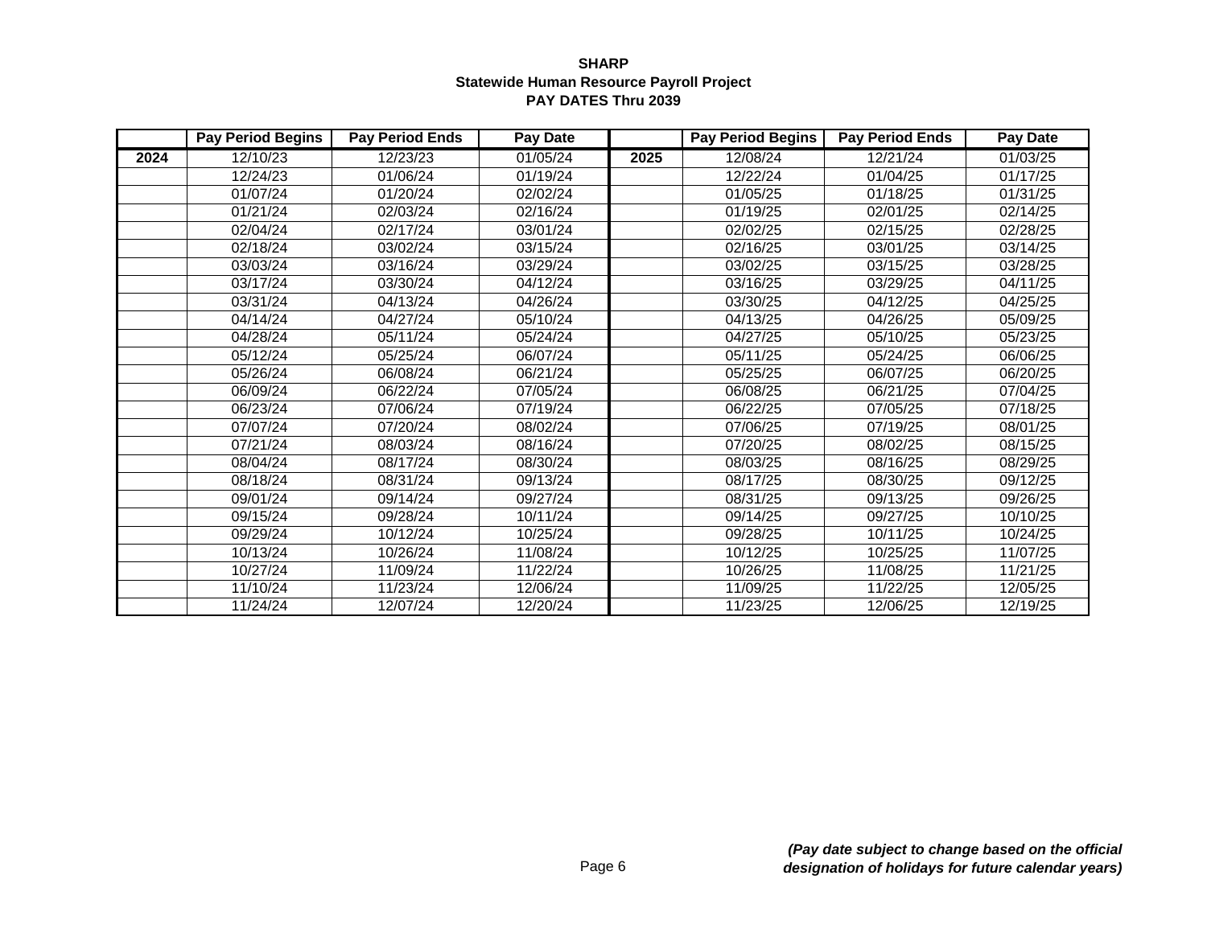**SHARP**
**Statewide Human Resource Payroll Project**
**PAY DATES Thru 2039**

| | Pay Period Begins | Pay Period Ends | Pay Date | | Pay Period Begins | Pay Period Ends | Pay Date |
|---|---|---|---|---|---|---|---|
| **2024** | 12/10/23 | 12/23/23 | 01/05/24 | **2025** | 12/08/24 | 12/21/24 | 01/03/25 |
| | 12/24/23 | 01/06/24 | 01/19/24 | | 12/22/24 | 01/04/25 | 01/17/25 |
| | 01/07/24 | 01/20/24 | 02/02/24 | | 01/05/25 | 01/18/25 | 01/31/25 |
| | 01/21/24 | 02/03/24 | 02/16/24 | | 01/19/25 | 02/01/25 | 02/14/25 |
| | 02/04/24 | 02/17/24 | 03/01/24 | | 02/02/25 | 02/15/25 | 02/28/25 |
| | 02/18/24 | 03/02/24 | 03/15/24 | | 02/16/25 | 03/01/25 | 03/14/25 |
| | 03/03/24 | 03/16/24 | 03/29/24 | | 03/02/25 | 03/15/25 | 03/28/25 |
| | 03/17/24 | 03/30/24 | 04/12/24 | | 03/16/25 | 03/29/25 | 04/11/25 |
| | 03/31/24 | 04/13/24 | 04/26/24 | | 03/30/25 | 04/12/25 | 04/25/25 |
| | 04/14/24 | 04/27/24 | 05/10/24 | | 04/13/25 | 04/26/25 | 05/09/25 |
| | 04/28/24 | 05/11/24 | 05/24/24 | | 04/27/25 | 05/10/25 | 05/23/25 |
| | 05/12/24 | 05/25/24 | 06/07/24 | | 05/11/25 | 05/24/25 | 06/06/25 |
| | 05/26/24 | 06/08/24 | 06/21/24 | | 05/25/25 | 06/07/25 | 06/20/25 |
| | 06/09/24 | 06/22/24 | 07/05/24 | | 06/08/25 | 06/21/25 | 07/04/25 |
| | 06/23/24 | 07/06/24 | 07/19/24 | | 06/22/25 | 07/05/25 | 07/18/25 |
| | 07/07/24 | 07/20/24 | 08/02/24 | | 07/06/25 | 07/19/25 | 08/01/25 |
| | 07/21/24 | 08/03/24 | 08/16/24 | | 07/20/25 | 08/02/25 | 08/15/25 |
| | 08/04/24 | 08/17/24 | 08/30/24 | | 08/03/25 | 08/16/25 | 08/29/25 |
| | 08/18/24 | 08/31/24 | 09/13/24 | | 08/17/25 | 08/30/25 | 09/12/25 |
| | 09/01/24 | 09/14/24 | 09/27/24 | | 08/31/25 | 09/13/25 | 09/26/25 |
| | 09/15/24 | 09/28/24 | 10/11/24 | | 09/14/25 | 09/27/25 | 10/10/25 |
| | 09/29/24 | 10/12/24 | 10/25/24 | | 09/28/25 | 10/11/25 | 10/24/25 |
| | 10/13/24 | 10/26/24 | 11/08/24 | | 10/12/25 | 10/25/25 | 11/07/25 |
| | 10/27/24 | 11/09/24 | 11/22/24 | | 10/26/25 | 11/08/25 | 11/21/25 |
| | 11/10/24 | 11/23/24 | 12/06/24 | | 11/09/25 | 11/22/25 | 12/05/25 |
| | 11/24/24 | 12/07/24 | 12/20/24 | | 11/23/25 | 12/06/25 | 12/19/25 |

***(Pay date subject to change based on the official designation of holidays for future calendar years)***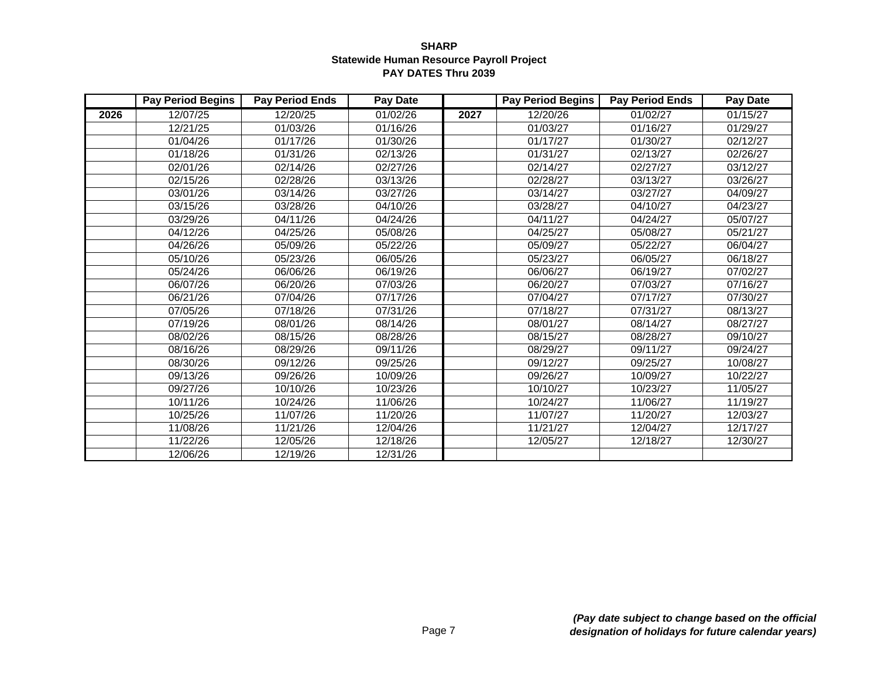**SHARP**
**Statewide Human Resource Payroll Project**
**PAY DATES Thru 2039**

| | Pay Period Begins | Pay Period Ends | Pay Date | | Pay Period Begins | Pay Period Ends | Pay Date |
|---|---|---|---|---|---|---|---|
| **2026** | 12/07/25 | 12/20/25 | 01/02/26 | **2027** | 12/20/26 | 01/02/27 | 01/15/27 |
| | 12/21/25 | 01/03/26 | 01/16/26 | | 01/03/27 | 01/16/27 | 01/29/27 |
| | 01/04/26 | 01/17/26 | 01/30/26 | | 01/17/27 | 01/30/27 | 02/12/27 |
| | 01/18/26 | 01/31/26 | 02/13/26 | | 01/31/27 | 02/13/27 | 02/26/27 |
| | 02/01/26 | 02/14/26 | 02/27/26 | | 02/14/27 | 02/27/27 | 03/12/27 |
| | 02/15/26 | 02/28/26 | 03/13/26 | | 02/28/27 | 03/13/27 | 03/26/27 |
| | 03/01/26 | 03/14/26 | 03/27/26 | | 03/14/27 | 03/27/27 | 04/09/27 |
| | 03/15/26 | 03/28/26 | 04/10/26 | | 03/28/27 | 04/10/27 | 04/23/27 |
| | 03/29/26 | 04/11/26 | 04/24/26 | | 04/11/27 | 04/24/27 | 05/07/27 |
| | 04/12/26 | 04/25/26 | 05/08/26 | | 04/25/27 | 05/08/27 | 05/21/27 |
| | 04/26/26 | 05/09/26 | 05/22/26 | | 05/09/27 | 05/22/27 | 06/04/27 |
| | 05/10/26 | 05/23/26 | 06/05/26 | | 05/23/27 | 06/05/27 | 06/18/27 |
| | 05/24/26 | 06/06/26 | 06/19/26 | | 06/06/27 | 06/19/27 | 07/02/27 |
| | 06/07/26 | 06/20/26 | 07/03/26 | | 06/20/27 | 07/03/27 | 07/16/27 |
| | 06/21/26 | 07/04/26 | 07/17/26 | | 07/04/27 | 07/17/27 | 07/30/27 |
| | 07/05/26 | 07/18/26 | 07/31/26 | | 07/18/27 | 07/31/27 | 08/13/27 |
| | 07/19/26 | 08/01/26 | 08/14/26 | | 08/01/27 | 08/14/27 | 08/27/27 |
| | 08/02/26 | 08/15/26 | 08/28/26 | | 08/15/27 | 08/28/27 | 09/10/27 |
| | 08/16/26 | 08/29/26 | 09/11/26 | | 08/29/27 | 09/11/27 | 09/24/27 |
| | 08/30/26 | 09/12/26 | 09/25/26 | | 09/12/27 | 09/25/27 | 10/08/27 |
| | 09/13/26 | 09/26/26 | 10/09/26 | | 09/26/27 | 10/09/27 | 10/22/27 |
| | 09/27/26 | 10/10/26 | 10/23/26 | | 10/10/27 | 10/23/27 | 11/05/27 |
| | 10/11/26 | 10/24/26 | 11/06/26 | | 10/24/27 | 11/06/27 | 11/19/27 |
| | 10/25/26 | 11/07/26 | 11/20/26 | | 11/07/27 | 11/20/27 | 12/03/27 |
| | 11/08/26 | 11/21/26 | 12/04/26 | | 11/21/27 | 12/04/27 | 12/17/27 |
| | 11/22/26 | 12/05/26 | 12/18/26 | | 12/05/27 | 12/18/27 | 12/30/27 |
| | 12/06/26 | 12/19/26 | 12/31/26 | | | | |

***(Pay date subject to change based on the official designation of holidays for future calendar years)***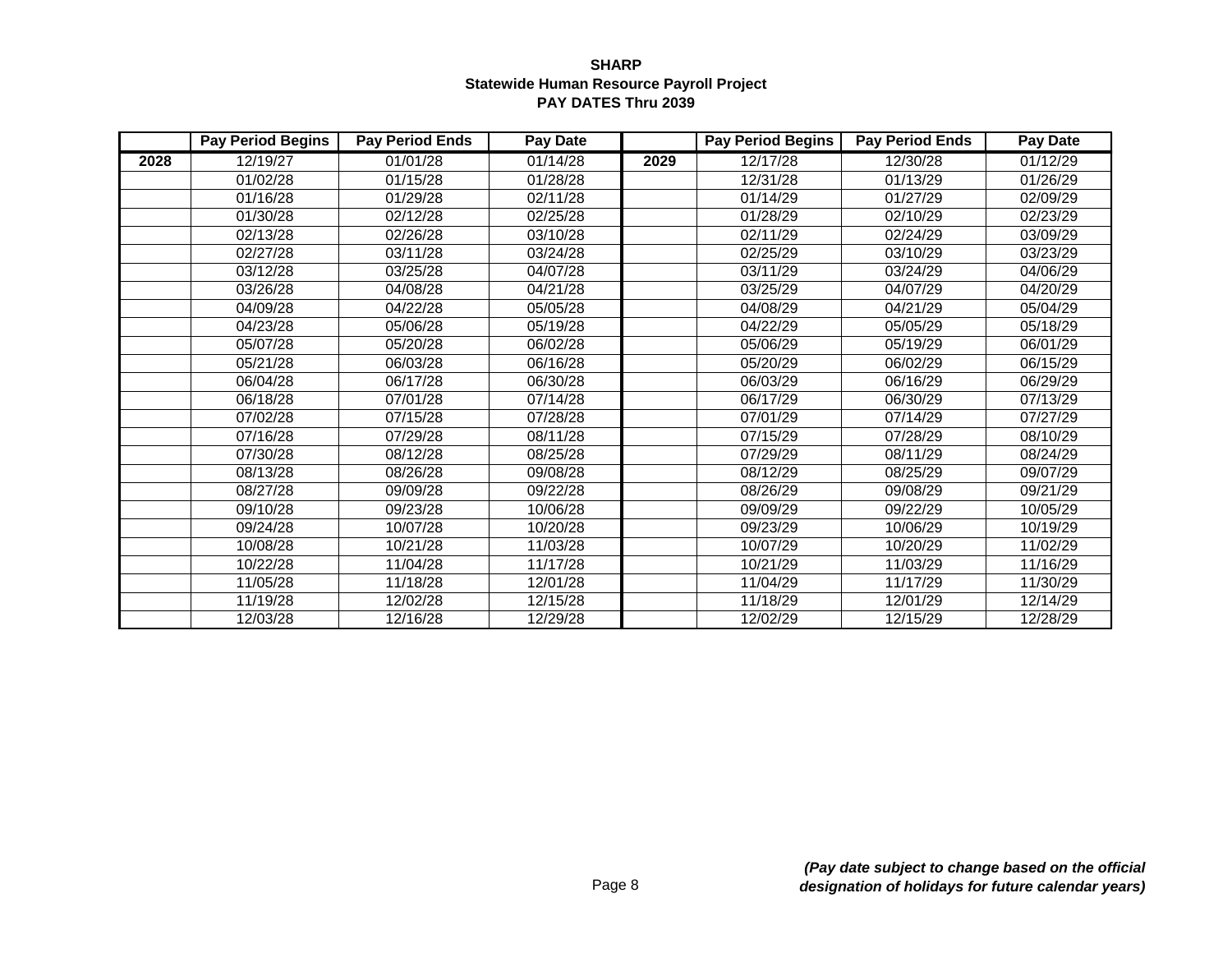**SHARP**
**Statewide Human Resource Payroll Project**
**PAY DATES Thru 2039**

| | Pay Period Begins | Pay Period Ends | Pay Date | | Pay Period Begins | Pay Period Ends | Pay Date |
|---|---|---|---|---|---|---|---|
| **2028** | 12/19/27 | 01/01/28 | 01/14/28 | **2029** | 12/17/28 | 12/30/28 | 01/12/29 |
| | 01/02/28 | 01/15/28 | 01/28/28 | | 12/31/28 | 01/13/29 | 01/26/29 |
| | 01/16/28 | 01/29/28 | 02/11/28 | | 01/14/29 | 01/27/29 | 02/09/29 |
| | 01/30/28 | 02/12/28 | 02/25/28 | | 01/28/29 | 02/10/29 | 02/23/29 |
| | 02/13/28 | 02/26/28 | 03/10/28 | | 02/11/29 | 02/24/29 | 03/09/29 |
| | 02/27/28 | 03/11/28 | 03/24/28 | | 02/25/29 | 03/10/29 | 03/23/29 |
| | 03/12/28 | 03/25/28 | 04/07/28 | | 03/11/29 | 03/24/29 | 04/06/29 |
| | 03/26/28 | 04/08/28 | 04/21/28 | | 03/25/29 | 04/07/29 | 04/20/29 |
| | 04/09/28 | 04/22/28 | 05/05/28 | | 04/08/29 | 04/21/29 | 05/04/29 |
| | 04/23/28 | 05/06/28 | 05/19/28 | | 04/22/29 | 05/05/29 | 05/18/29 |
| | 05/07/28 | 05/20/28 | 06/02/28 | | 05/06/29 | 05/19/29 | 06/01/29 |
| | 05/21/28 | 06/03/28 | 06/16/28 | | 05/20/29 | 06/02/29 | 06/15/29 |
| | 06/04/28 | 06/17/28 | 06/30/28 | | 06/03/29 | 06/16/29 | 06/29/29 |
| | 06/18/28 | 07/01/28 | 07/14/28 | | 06/17/29 | 06/30/29 | 07/13/29 |
| | 07/02/28 | 07/15/28 | 07/28/28 | | 07/01/29 | 07/14/29 | 07/27/29 |
| | 07/16/28 | 07/29/28 | 08/11/28 | | 07/15/29 | 07/28/29 | 08/10/29 |
| | 07/30/28 | 08/12/28 | 08/25/28 | | 07/29/29 | 08/11/29 | 08/24/29 |
| | 08/13/28 | 08/26/28 | 09/08/28 | | 08/12/29 | 08/25/29 | 09/07/29 |
| | 08/27/28 | 09/09/28 | 09/22/28 | | 08/26/29 | 09/08/29 | 09/21/29 |
| | 09/10/28 | 09/23/28 | 10/06/28 | | 09/09/29 | 09/22/29 | 10/05/29 |
| | 09/24/28 | 10/07/28 | 10/20/28 | | 09/23/29 | 10/06/29 | 10/19/29 |
| | 10/08/28 | 10/21/28 | 11/03/28 | | 10/07/29 | 10/20/29 | 11/02/29 |
| | 10/22/28 | 11/04/28 | 11/17/28 | | 10/21/29 | 11/03/29 | 11/16/29 |
| | 11/05/28 | 11/18/28 | 12/01/28 | | 11/04/29 | 11/17/29 | 11/30/29 |
| | 11/19/28 | 12/02/28 | 12/15/28 | | 11/18/29 | 12/01/29 | 12/14/29 |
| | 12/03/28 | 12/16/28 | 12/29/28 | | 12/02/29 | 12/15/29 | 12/28/29 |

***(Pay date subject to change based on the official designation of holidays for future calendar years)***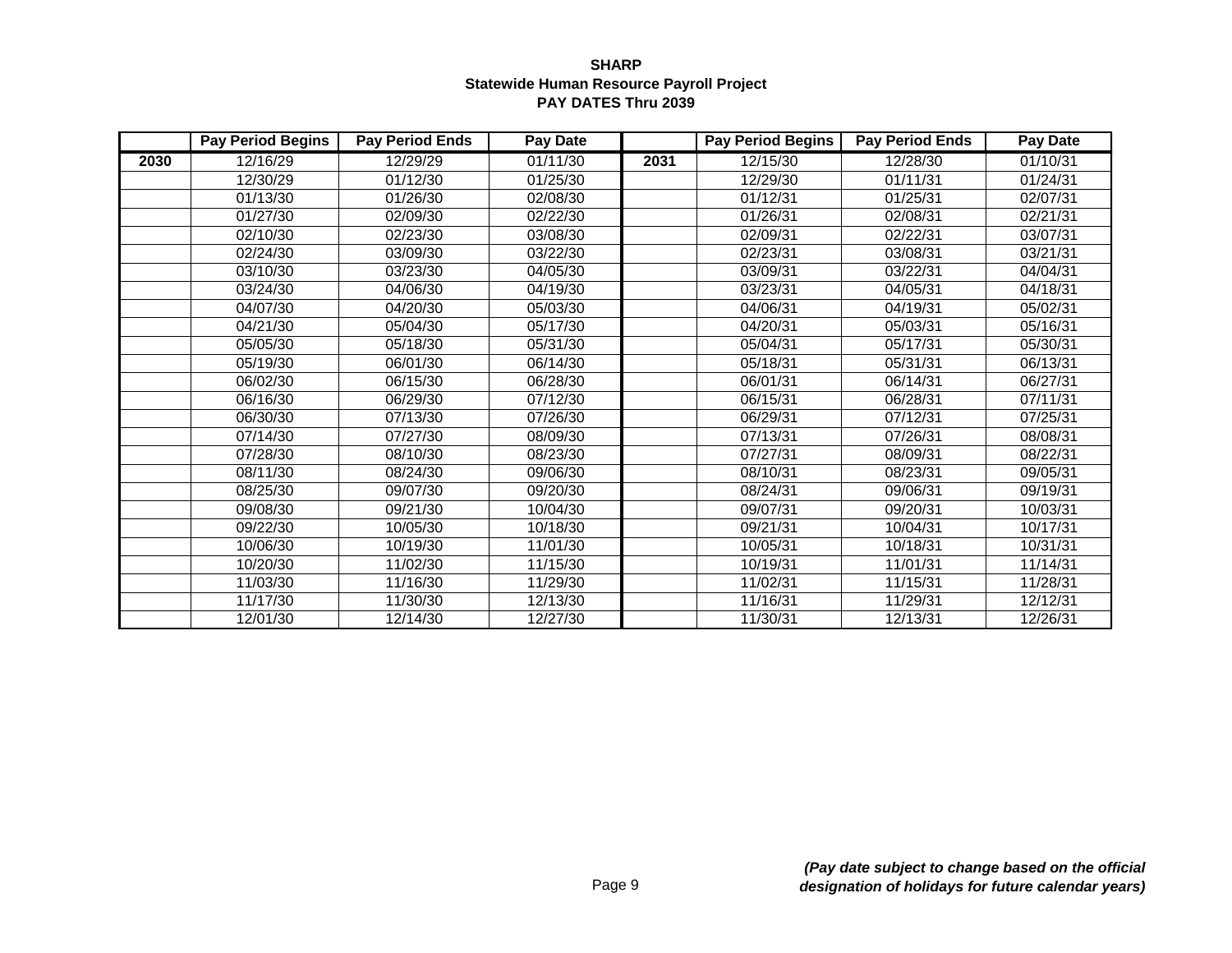**SHARP**
**Statewide Human Resource Payroll Project**
**PAY DATES Thru 2039**

| | Pay Period Begins | Pay Period Ends | Pay Date | | Pay Period Begins | Pay Period Ends | Pay Date |
|---|---|---|---|---|---|---|---|
| **2030** | 12/16/29 | 12/29/29 | 01/11/30 | **2031** | 12/15/30 | 12/28/30 | 01/10/31 |
| | 12/30/29 | 01/12/30 | 01/25/30 | | 12/29/30 | 01/11/31 | 01/24/31 |
| | 01/13/30 | 01/26/30 | 02/08/30 | | 01/12/31 | 01/25/31 | 02/07/31 |
| | 01/27/30 | 02/09/30 | 02/22/30 | | 01/26/31 | 02/08/31 | 02/21/31 |
| | 02/10/30 | 02/23/30 | 03/08/30 | | 02/09/31 | 02/22/31 | 03/07/31 |
| | 02/24/30 | 03/09/30 | 03/22/30 | | 02/23/31 | 03/08/31 | 03/21/31 |
| | 03/10/30 | 03/23/30 | 04/05/30 | | 03/09/31 | 03/22/31 | 04/04/31 |
| | 03/24/30 | 04/06/30 | 04/19/30 | | 03/23/31 | 04/05/31 | 04/18/31 |
| | 04/07/30 | 04/20/30 | 05/03/30 | | 04/06/31 | 04/19/31 | 05/02/31 |
| | 04/21/30 | 05/04/30 | 05/17/30 | | 04/20/31 | 05/03/31 | 05/16/31 |
| | 05/05/30 | 05/18/30 | 05/31/30 | | 05/04/31 | 05/17/31 | 05/30/31 |
| | 05/19/30 | 06/01/30 | 06/14/30 | | 05/18/31 | 05/31/31 | 06/13/31 |
| | 06/02/30 | 06/15/30 | 06/28/30 | | 06/01/31 | 06/14/31 | 06/27/31 |
| | 06/16/30 | 06/29/30 | 07/12/30 | | 06/15/31 | 06/28/31 | 07/11/31 |
| | 06/30/30 | 07/13/30 | 07/26/30 | | 06/29/31 | 07/12/31 | 07/25/31 |
| | 07/14/30 | 07/27/30 | 08/09/30 | | 07/13/31 | 07/26/31 | 08/08/31 |
| | 07/28/30 | 08/10/30 | 08/23/30 | | 07/27/31 | 08/09/31 | 08/22/31 |
| | 08/11/30 | 08/24/30 | 09/06/30 | | 08/10/31 | 08/23/31 | 09/05/31 |
| | 08/25/30 | 09/07/30 | 09/20/30 | | 08/24/31 | 09/06/31 | 09/19/31 |
| | 09/08/30 | 09/21/30 | 10/04/30 | | 09/07/31 | 09/20/31 | 10/03/31 |
| | 09/22/30 | 10/05/30 | 10/18/30 | | 09/21/31 | 10/04/31 | 10/17/31 |
| | 10/06/30 | 10/19/30 | 11/01/30 | | 10/05/31 | 10/18/31 | 10/31/31 |
| | 10/20/30 | 11/02/30 | 11/15/30 | | 10/19/31 | 11/01/31 | 11/14/31 |
| | 11/03/30 | 11/16/30 | 11/29/30 | | 11/02/31 | 11/15/31 | 11/28/31 |
| | 11/17/30 | 11/30/30 | 12/13/30 | | 11/16/31 | 11/29/31 | 12/12/31 |
| | 12/01/30 | 12/14/30 | 12/27/30 | | 11/30/31 | 12/13/31 | 12/26/31 |

***(Pay date subject to change based on the official designation of holidays for future calendar years)***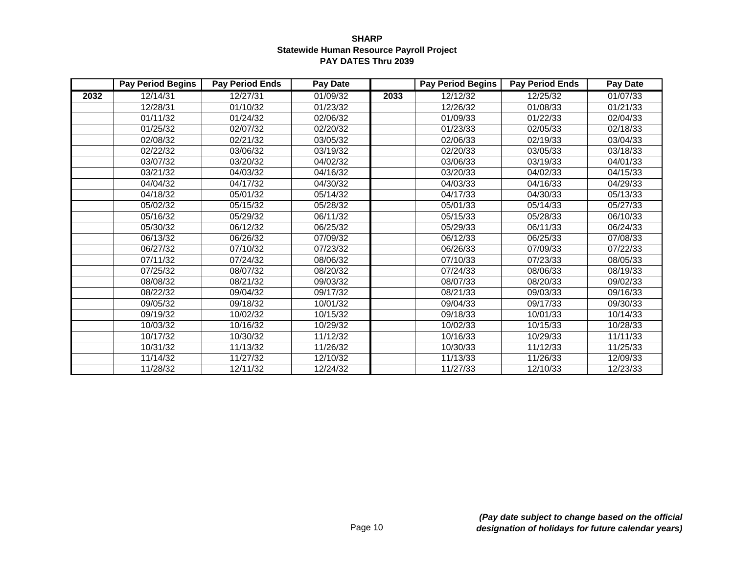**SHARP**
**Statewide Human Resource Payroll Project**
**PAY DATES Thru 2039**

| | Pay Period Begins | Pay Period Ends | Pay Date | | Pay Period Begins | Pay Period Ends | Pay Date |
|---|---|---|---|---|---|---|---|
| **2032** | 12/14/31 | 12/27/31 | 01/09/32 | **2033** | 12/12/32 | 12/25/32 | 01/07/33 |
| | 12/28/31 | 01/10/32 | 01/23/32 | | 12/26/32 | 01/08/33 | 01/21/33 |
| | 01/11/32 | 01/24/32 | 02/06/32 | | 01/09/33 | 01/22/33 | 02/04/33 |
| | 01/25/32 | 02/07/32 | 02/20/32 | | 01/23/33 | 02/05/33 | 02/18/33 |
| | 02/08/32 | 02/21/32 | 03/05/32 | | 02/06/33 | 02/19/33 | 03/04/33 |
| | 02/22/32 | 03/06/32 | 03/19/32 | | 02/20/33 | 03/05/33 | 03/18/33 |
| | 03/07/32 | 03/20/32 | 04/02/32 | | 03/06/33 | 03/19/33 | 04/01/33 |
| | 03/21/32 | 04/03/32 | 04/16/32 | | 03/20/33 | 04/02/33 | 04/15/33 |
| | 04/04/32 | 04/17/32 | 04/30/32 | | 04/03/33 | 04/16/33 | 04/29/33 |
| | 04/18/32 | 05/01/32 | 05/14/32 | | 04/17/33 | 04/30/33 | 05/13/33 |
| | 05/02/32 | 05/15/32 | 05/28/32 | | 05/01/33 | 05/14/33 | 05/27/33 |
| | 05/16/32 | 05/29/32 | 06/11/32 | | 05/15/33 | 05/28/33 | 06/10/33 |
| | 05/30/32 | 06/12/32 | 06/25/32 | | 05/29/33 | 06/11/33 | 06/24/33 |
| | 06/13/32 | 06/26/32 | 07/09/32 | | 06/12/33 | 06/25/33 | 07/08/33 |
| | 06/27/32 | 07/10/32 | 07/23/32 | | 06/26/33 | 07/09/33 | 07/22/33 |
| | 07/11/32 | 07/24/32 | 08/06/32 | | 07/10/33 | 07/23/33 | 08/05/33 |
| | 07/25/32 | 08/07/32 | 08/20/32 | | 07/24/33 | 08/06/33 | 08/19/33 |
| | 08/08/32 | 08/21/32 | 09/03/32 | | 08/07/33 | 08/20/33 | 09/02/33 |
| | 08/22/32 | 09/04/32 | 09/17/32 | | 08/21/33 | 09/03/33 | 09/16/33 |
| | 09/05/32 | 09/18/32 | 10/01/32 | | 09/04/33 | 09/17/33 | 09/30/33 |
| | 09/19/32 | 10/02/32 | 10/15/32 | | 09/18/33 | 10/01/33 | 10/14/33 |
| | 10/03/32 | 10/16/32 | 10/29/32 | | 10/02/33 | 10/15/33 | 10/28/33 |
| | 10/17/32 | 10/30/32 | 11/12/32 | | 10/16/33 | 10/29/33 | 11/11/33 |
| | 10/31/32 | 11/13/32 | 11/26/32 | | 10/30/33 | 11/12/33 | 11/25/33 |
| | 11/14/32 | 11/27/32 | 12/10/32 | | 11/13/33 | 11/26/33 | 12/09/33 |
| | 11/28/32 | 12/11/32 | 12/24/32 | | 11/27/33 | 12/10/33 | 12/23/33 |

***(Pay date subject to change based on the official designation of holidays for future calendar years)***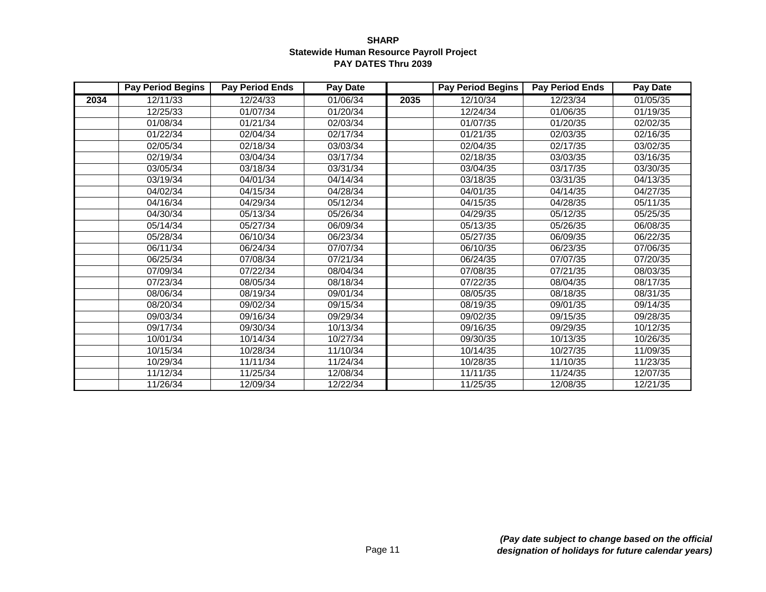**SHARP**
**Statewide Human Resource Payroll Project**
**PAY DATES Thru 2039**

| | Pay Period Begins | Pay Period Ends | Pay Date | | Pay Period Begins | Pay Period Ends | Pay Date |
|---|---|---|---|---|---|---|---|
| **2034** | 12/11/33 | 12/24/33 | 01/06/34 | **2035** | 12/10/34 | 12/23/34 | 01/05/35 |
| | 12/25/33 | 01/07/34 | 01/20/34 | | 12/24/34 | 01/06/35 | 01/19/35 |
| | 01/08/34 | 01/21/34 | 02/03/34 | | 01/07/35 | 01/20/35 | 02/02/35 |
| | 01/22/34 | 02/04/34 | 02/17/34 | | 01/21/35 | 02/03/35 | 02/16/35 |
| | 02/05/34 | 02/18/34 | 03/03/34 | | 02/04/35 | 02/17/35 | 03/02/35 |
| | 02/19/34 | 03/04/34 | 03/17/34 | | 02/18/35 | 03/03/35 | 03/16/35 |
| | 03/05/34 | 03/18/34 | 03/31/34 | | 03/04/35 | 03/17/35 | 03/30/35 |
| | 03/19/34 | 04/01/34 | 04/14/34 | | 03/18/35 | 03/31/35 | 04/13/35 |
| | 04/02/34 | 04/15/34 | 04/28/34 | | 04/01/35 | 04/14/35 | 04/27/35 |
| | 04/16/34 | 04/29/34 | 05/12/34 | | 04/15/35 | 04/28/35 | 05/11/35 |
| | 04/30/34 | 05/13/34 | 05/26/34 | | 04/29/35 | 05/12/35 | 05/25/35 |
| | 05/14/34 | 05/27/34 | 06/09/34 | | 05/13/35 | 05/26/35 | 06/08/35 |
| | 05/28/34 | 06/10/34 | 06/23/34 | | 05/27/35 | 06/09/35 | 06/22/35 |
| | 06/11/34 | 06/24/34 | 07/07/34 | | 06/10/35 | 06/23/35 | 07/06/35 |
| | 06/25/34 | 07/08/34 | 07/21/34 | | 06/24/35 | 07/07/35 | 07/20/35 |
| | 07/09/34 | 07/22/34 | 08/04/34 | | 07/08/35 | 07/21/35 | 08/03/35 |
| | 07/23/34 | 08/05/34 | 08/18/34 | | 07/22/35 | 08/04/35 | 08/17/35 |
| | 08/06/34 | 08/19/34 | 09/01/34 | | 08/05/35 | 08/18/35 | 08/31/35 |
| | 08/20/34 | 09/02/34 | 09/15/34 | | 08/19/35 | 09/01/35 | 09/14/35 |
| | 09/03/34 | 09/16/34 | 09/29/34 | | 09/02/35 | 09/15/35 | 09/28/35 |
| | 09/17/34 | 09/30/34 | 10/13/34 | | 09/16/35 | 09/29/35 | 10/12/35 |
| | 10/01/34 | 10/14/34 | 10/27/34 | | 09/30/35 | 10/13/35 | 10/26/35 |
| | 10/15/34 | 10/28/34 | 11/10/34 | | 10/14/35 | 10/27/35 | 11/09/35 |
| | 10/29/34 | 11/11/34 | 11/24/34 | | 10/28/35 | 11/10/35 | 11/23/35 |
| | 11/12/34 | 11/25/34 | 12/08/34 | | 11/11/35 | 11/24/35 | 12/07/35 |
| | 11/26/34 | 12/09/34 | 12/22/34 | | 11/25/35 | 12/08/35 | 12/21/35 |

***(Pay date subject to change based on the official designation of holidays for future calendar years)***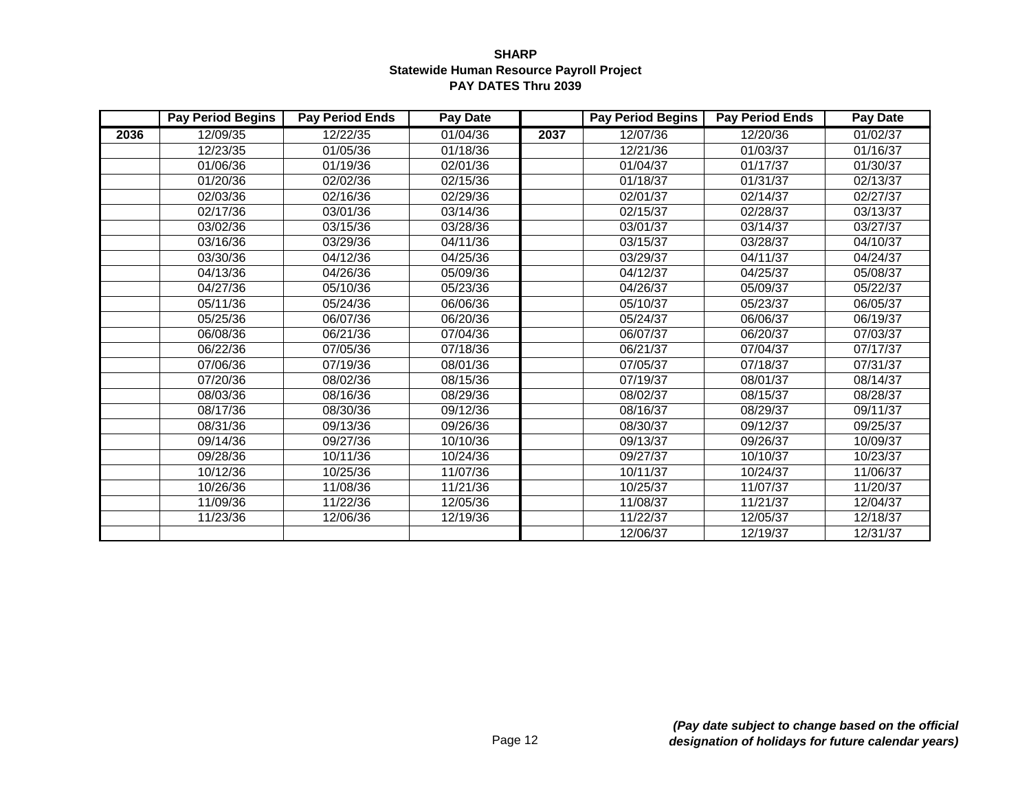**SHARP**
**Statewide Human Resource Payroll Project**
**PAY DATES Thru 2039**

| | Pay Period Begins | Pay Period Ends | Pay Date | | Pay Period Begins | Pay Period Ends | Pay Date |
|---|---|---|---|---|---|---|---|
| **2036** | 12/09/35 | 12/22/35 | 01/04/36 | **2037** | 12/07/36 | 12/20/36 | 01/02/37 |
| | 12/23/35 | 01/05/36 | 01/18/36 | | 12/21/36 | 01/03/37 | 01/16/37 |
| | 01/06/36 | 01/19/36 | 02/01/36 | | 01/04/37 | 01/17/37 | 01/30/37 |
| | 01/20/36 | 02/02/36 | 02/15/36 | | 01/18/37 | 01/31/37 | 02/13/37 |
| | 02/03/36 | 02/16/36 | 02/29/36 | | 02/01/37 | 02/14/37 | 02/27/37 |
| | 02/17/36 | 03/01/36 | 03/14/36 | | 02/15/37 | 02/28/37 | 03/13/37 |
| | 03/02/36 | 03/15/36 | 03/28/36 | | 03/01/37 | 03/14/37 | 03/27/37 |
| | 03/16/36 | 03/29/36 | 04/11/36 | | 03/15/37 | 03/28/37 | 04/10/37 |
| | 03/30/36 | 04/12/36 | 04/25/36 | | 03/29/37 | 04/11/37 | 04/24/37 |
| | 04/13/36 | 04/26/36 | 05/09/36 | | 04/12/37 | 04/25/37 | 05/08/37 |
| | 04/27/36 | 05/10/36 | 05/23/36 | | 04/26/37 | 05/09/37 | 05/22/37 |
| | 05/11/36 | 05/24/36 | 06/06/36 | | 05/10/37 | 05/23/37 | 06/05/37 |
| | 05/25/36 | 06/07/36 | 06/20/36 | | 05/24/37 | 06/06/37 | 06/19/37 |
| | 06/08/36 | 06/21/36 | 07/04/36 | | 06/07/37 | 06/20/37 | 07/03/37 |
| | 06/22/36 | 07/05/36 | 07/18/36 | | 06/21/37 | 07/04/37 | 07/17/37 |
| | 07/06/36 | 07/19/36 | 08/01/36 | | 07/05/37 | 07/18/37 | 07/31/37 |
| | 07/20/36 | 08/02/36 | 08/15/36 | | 07/19/37 | 08/01/37 | 08/14/37 |
| | 08/03/36 | 08/16/36 | 08/29/36 | | 08/02/37 | 08/15/37 | 08/28/37 |
| | 08/17/36 | 08/30/36 | 09/12/36 | | 08/16/37 | 08/29/37 | 09/11/37 |
| | 08/31/36 | 09/13/36 | 09/26/36 | | 08/30/37 | 09/12/37 | 09/25/37 |
| | 09/14/36 | 09/27/36 | 10/10/36 | | 09/13/37 | 09/26/37 | 10/09/37 |
| | 09/28/36 | 10/11/36 | 10/24/36 | | 09/27/37 | 10/10/37 | 10/23/37 |
| | 10/12/36 | 10/25/36 | 11/07/36 | | 10/11/37 | 10/24/37 | 11/06/37 |
| | 10/26/36 | 11/08/36 | 11/21/36 | | 10/25/37 | 11/07/37 | 11/20/37 |
| | 11/09/36 | 11/22/36 | 12/05/36 | | 11/08/37 | 11/21/37 | 12/04/37 |
| | 11/23/36 | 12/06/36 | 12/19/36 | | 11/22/37 | 12/05/37 | 12/18/37 |
| | | | | | 12/06/37 | 12/19/37 | 12/31/37 |

***(Pay date subject to change based on the official designation of holidays for future calendar years)***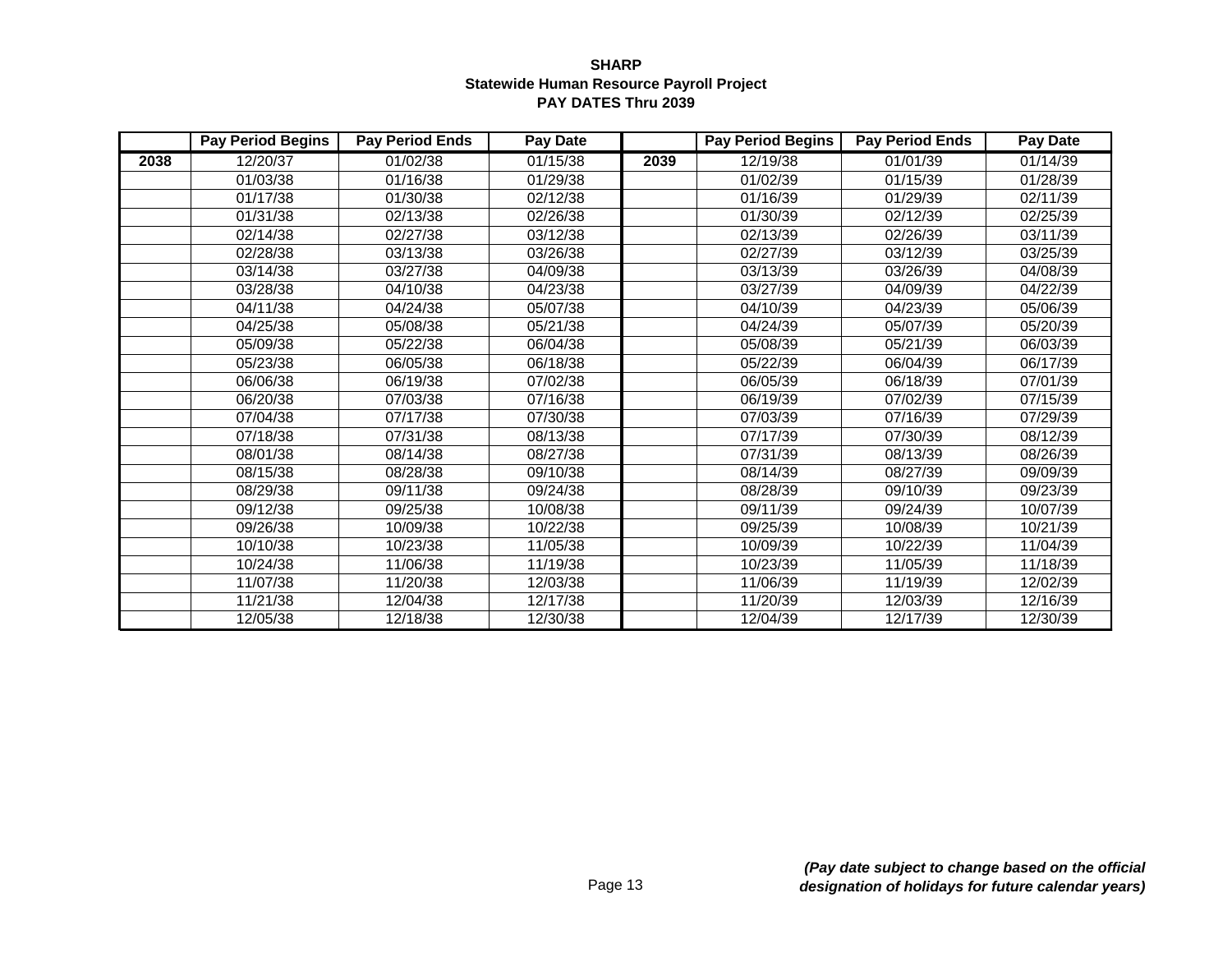**SHARP**
**Statewide Human Resource Payroll Project**
**PAY DATES Thru 2039**

| | Pay Period Begins | Pay Period Ends | Pay Date | | Pay Period Begins | Pay Period Ends | Pay Date |
|---|---|---|---|---|---|---|---|
| **2038** | 12/20/37 | 01/02/38 | 01/15/38 | **2039** | 12/19/38 | 01/01/39 | 01/14/39 |
| | 01/03/38 | 01/16/38 | 01/29/38 | | 01/02/39 | 01/15/39 | 01/28/39 |
| | 01/17/38 | 01/30/38 | 02/12/38 | | 01/16/39 | 01/29/39 | 02/11/39 |
| | 01/31/38 | 02/13/38 | 02/26/38 | | 01/30/39 | 02/12/39 | 02/25/39 |
| | 02/14/38 | 02/27/38 | 03/12/38 | | 02/13/39 | 02/26/39 | 03/11/39 |
| | 02/28/38 | 03/13/38 | 03/26/38 | | 02/27/39 | 03/12/39 | 03/25/39 |
| | 03/14/38 | 03/27/38 | 04/09/38 | | 03/13/39 | 03/26/39 | 04/08/39 |
| | 03/28/38 | 04/10/38 | 04/23/38 | | 03/27/39 | 04/09/39 | 04/22/39 |
| | 04/11/38 | 04/24/38 | 05/07/38 | | 04/10/39 | 04/23/39 | 05/06/39 |
| | 04/25/38 | 05/08/38 | 05/21/38 | | 04/24/39 | 05/07/39 | 05/20/39 |
| | 05/09/38 | 05/22/38 | 06/04/38 | | 05/08/39 | 05/21/39 | 06/03/39 |
| | 05/23/38 | 06/05/38 | 06/18/38 | | 05/22/39 | 06/04/39 | 06/17/39 |
| | 06/06/38 | 06/19/38 | 07/02/38 | | 06/05/39 | 06/18/39 | 07/01/39 |
| | 06/20/38 | 07/03/38 | 07/16/38 | | 06/19/39 | 07/02/39 | 07/15/39 |
| | 07/04/38 | 07/17/38 | 07/30/38 | | 07/03/39 | 07/16/39 | 07/29/39 |
| | 07/18/38 | 07/31/38 | 08/13/38 | | 07/17/39 | 07/30/39 | 08/12/39 |
| | 08/01/38 | 08/14/38 | 08/27/38 | | 07/31/39 | 08/13/39 | 08/26/39 |
| | 08/15/38 | 08/28/38 | 09/10/38 | | 08/14/39 | 08/27/39 | 09/09/39 |
| | 08/29/38 | 09/11/38 | 09/24/38 | | 08/28/39 | 09/10/39 | 09/23/39 |
| | 09/12/38 | 09/25/38 | 10/08/38 | | 09/11/39 | 09/24/39 | 10/07/39 |
| | 09/26/38 | 10/09/38 | 10/22/38 | | 09/25/39 | 10/08/39 | 10/21/39 |
| | 10/10/38 | 10/23/38 | 11/05/38 | | 10/09/39 | 10/22/39 | 11/04/39 |
| | 10/24/38 | 11/06/38 | 11/19/38 | | 10/23/39 | 11/05/39 | 11/18/39 |
| | 11/07/38 | 11/20/38 | 12/03/38 | | 11/06/39 | 11/19/39 | 12/02/39 |
| | 11/21/38 | 12/04/38 | 12/17/38 | | 11/20/39 | 12/03/39 | 12/16/39 |
| | 12/05/38 | 12/18/38 | 12/30/38 | | 12/04/39 | 12/17/39 | 12/30/39 |

***(Pay date subject to change based on the official designation of holidays for future calendar years)***